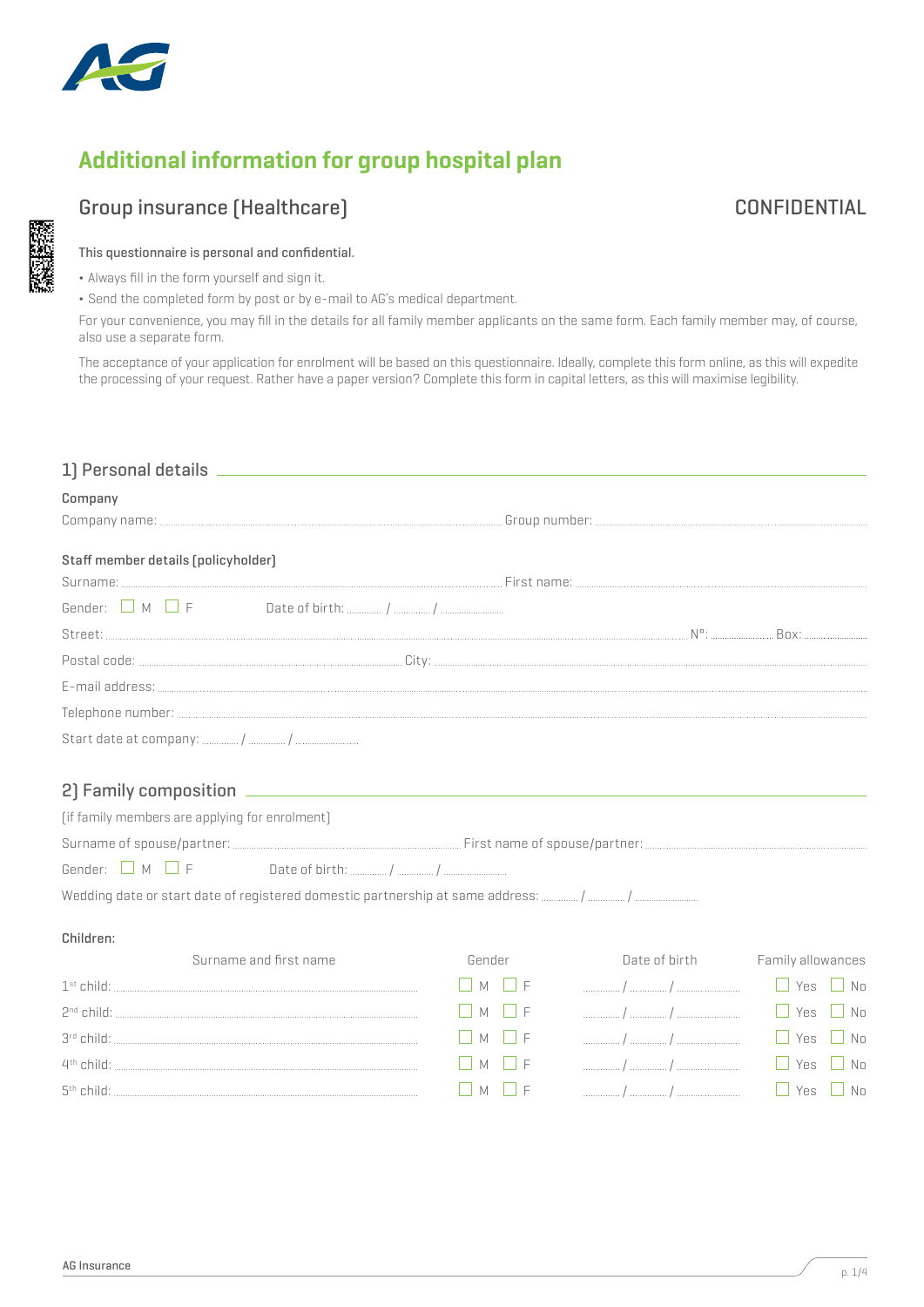# Additional information for group hospital plan

## Group insurance (Healthcare)

CONFIDENTIAL

**This questionnaire is personal and confidential.**

- Always fill in the form yourself and sign it.
- Send the completed form by post or by e-mail to AG's medical department.

For your convenience, you may fill in the details for all family member applicants on the same form. Each family member may, of course, also use a separate form.

The acceptance of your application for enrolment will be based on this questionnaire. Ideally, complete this form online, as this will expedite the processing of your request. Rather have a paper version? Complete this form in capital letters, as this will maximise legibility.

## 1) Personal details

**Company**

Company name: .................................... Group number: ....................................

**Staff member details (policyholder)**

Surname: .................................... First name: ....................................

Gender: ☐ M ☐ F Date of birth: ........ / ........ / ............

Street: .................................... N°: ........ Box: ........

Postal code: .................... City: ....................................

E-mail address: ....................................

Telephone number: ....................................

Start date at company: ........ / ........ / ............

## 2) Family composition

(if family members are applying for enrolment)

Surname of spouse/partner: .................................... First name of spouse/partner: ....................................

Gender: ☐ M ☐ F Date of birth: ........ / ........ / ............

Wedding date or start date of registered domestic partnership at same address: ........ / ........ / ............

**Children:**

| | Surname and first name | Gender | Date of birth | Family allowances |
|---|---|---|---|---|
| 1st child: | .................................... | ☐ M ☐ F | ........ / ........ / ............ | ☐ Yes ☐ No |
| 2nd child: | .................................... | ☐ M ☐ F | ........ / ........ / ............ | ☐ Yes ☐ No |
| 3rd child: | .................................... | ☐ M ☐ F | ........ / ........ / ............ | ☐ Yes ☐ No |
| 4th child: | .................................... | ☐ M ☐ F | ........ / ........ / ............ | ☐ Yes ☐ No |
| 5th child: | .................................... | ☐ M ☐ F | ........ / ........ / ............ | ☐ Yes ☐ No |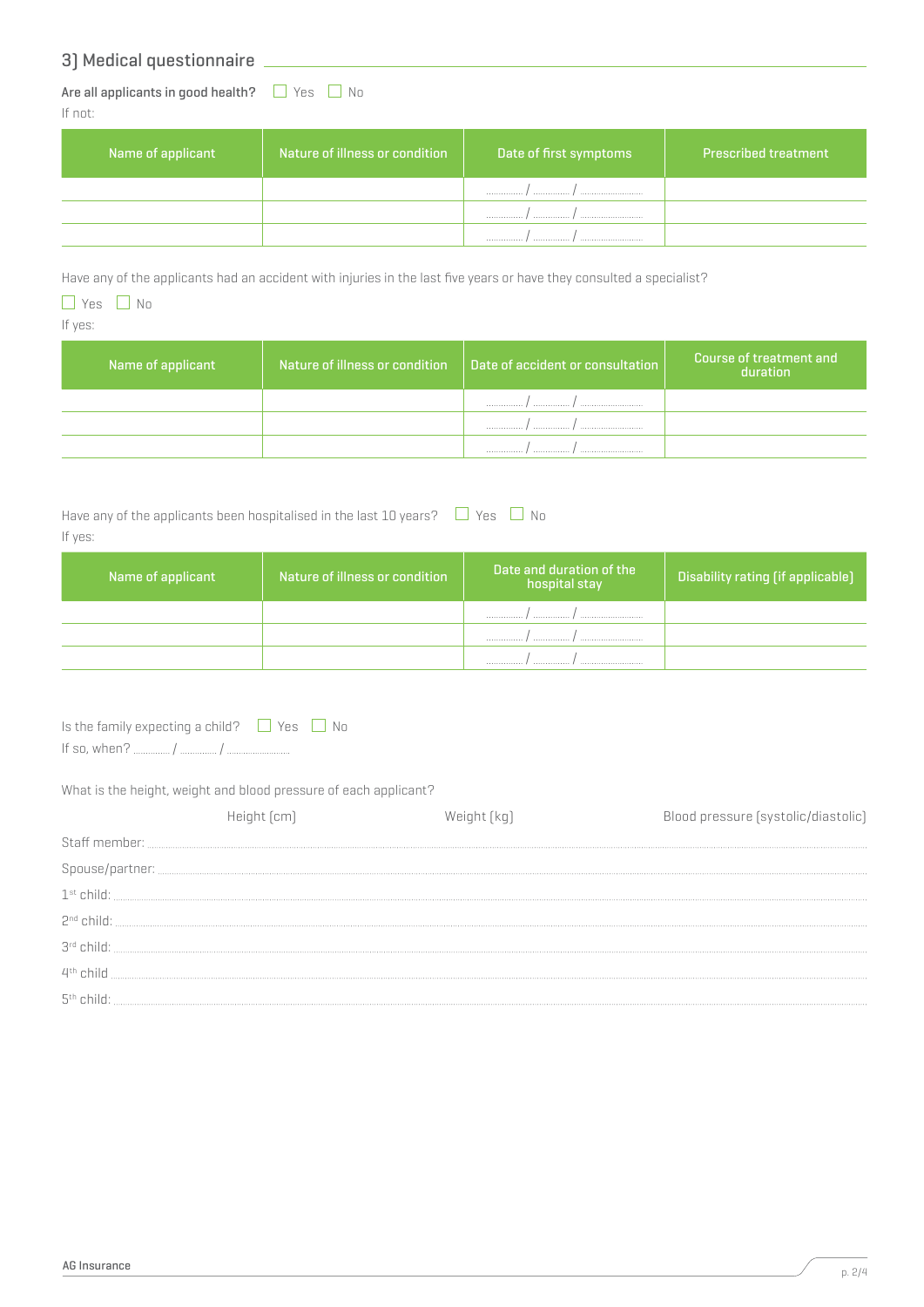## 3) Medical questionnaire

Are all applicants in good health? ☐ Yes ☐ No

If not:

| Name of applicant | Nature of illness or condition | Date of first symptoms | Prescribed treatment |
|---|---|---|---|
| | | ........ / ........ / ............ | |
| | | ........ / ........ / ............ | |
| | | ........ / ........ / ............ | |

Have any of the applicants had an accident with injuries in the last five years or have they consulted a specialist?

☐ Yes ☐ No

If yes:

| Name of applicant | Nature of illness or condition | Date of accident or consultation | Course of treatment and duration |
|---|---|---|---|
| | | ........ / ........ / ............ | |
| | | ........ / ........ / ............ | |
| | | ........ / ........ / ............ | |

Have any of the applicants been hospitalised in the last 10 years? ☐ Yes ☐ No

If yes:

| Name of applicant | Nature of illness or condition | Date and duration of the hospital stay | Disability rating (if applicable) |
|---|---|---|---|
| | | ........ / ........ / ............ | |
| | | ........ / ........ / ............ | |
| | | ........ / ........ / ............ | |

Is the family expecting a child? ☐ Yes ☐ No

If so, when? ........ / ........ / ............

What is the height, weight and blood pressure of each applicant?

| | Height (cm) | Weight (kg) | Blood pressure (systolic/diastolic) |
|---|---|---|---|
| Staff member: | | | |
| Spouse/partner: | | | |
| 1st child: | | | |
| 2nd child: | | | |
| 3rd child: | | | |
| 4th child | | | |
| 5th child: | | | |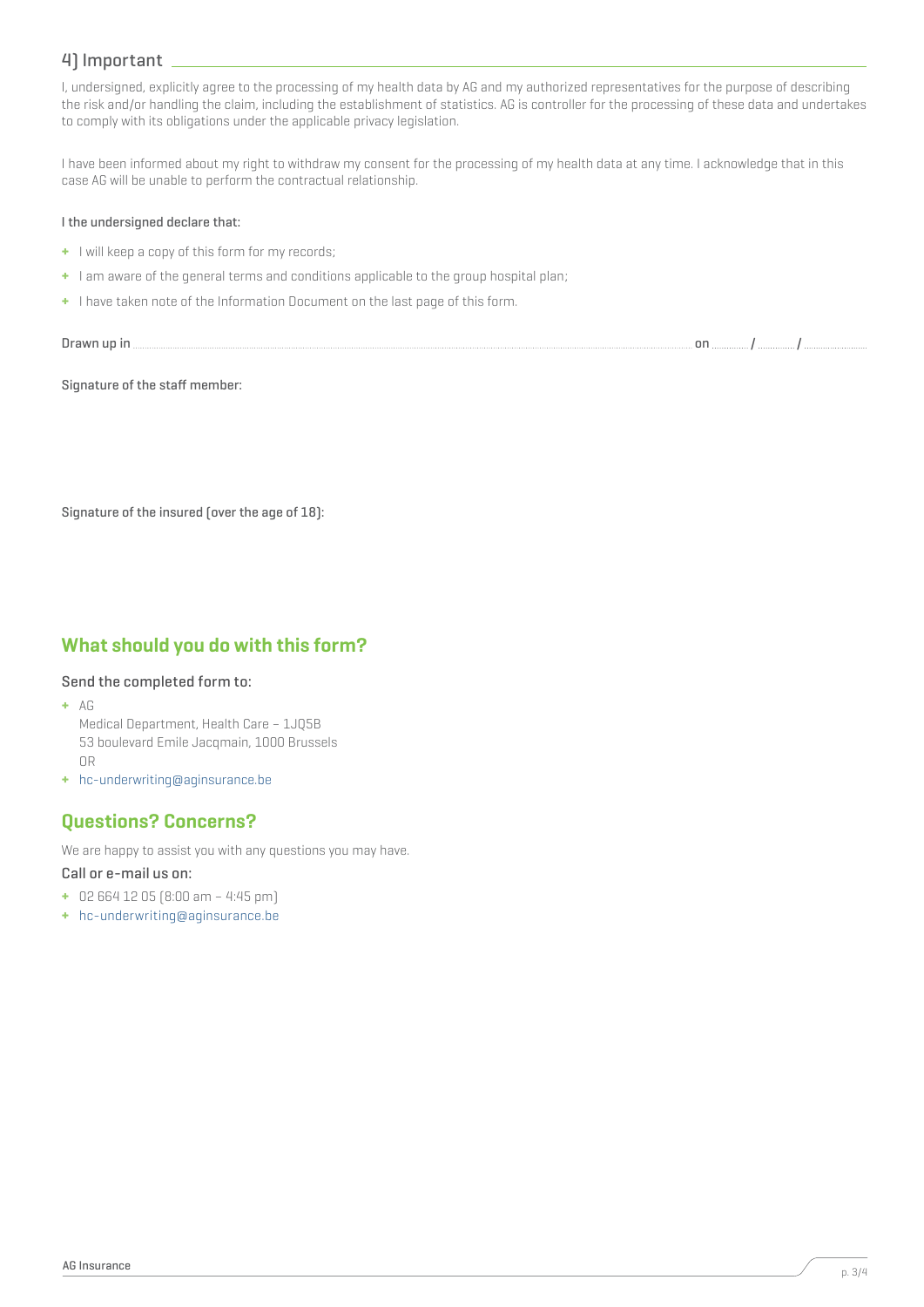## 4) Important

I, undersigned, explicitly agree to the processing of my health data by AG and my authorized representatives for the purpose of describing the risk and/or handling the claim, including the establishment of statistics. AG is controller for the processing of these data and undertakes to comply with its obligations under the applicable privacy legislation.

I have been informed about my right to withdraw my consent for the processing of my health data at any time. I acknowledge that in this case AG will be unable to perform the contractual relationship.

**I the undersigned declare that:**

- I will keep a copy of this form for my records;
- I am aware of the general terms and conditions applicable to the group hospital plan;
- I have taken note of the Information Document on the last page of this form.

Drawn up in .................................................................................................... on ............ / ............ / ....................

**Signature of the staff member:**

**Signature of the insured (over the age of 18):**

## What should you do with this form?

### Send the completed form to:

- AG
  Medical Department, Health Care – 1JQ5B
  53 boulevard Emile Jacqmain, 1000 Brussels
  OR
- hc-underwriting@aginsurance.be

## Questions? Concerns?

We are happy to assist you with any questions you may have.

### Call or e-mail us on:

- 02 664 12 05 (8:00 am – 4:45 pm)
- hc-underwriting@aginsurance.be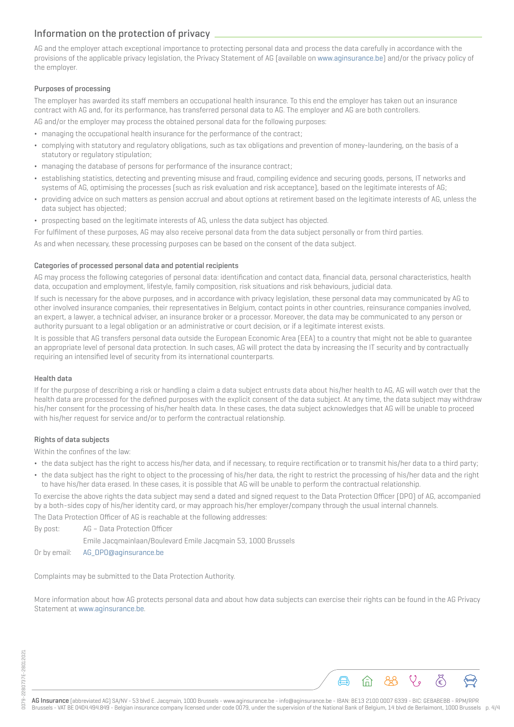## Information on the protection of privacy

AG and the employer attach exceptional importance to protecting personal data and process the data carefully in accordance with the provisions of the applicable privacy legislation, the Privacy Statement of AG (available on www.aginsurance.be) and/or the privacy policy of the employer.

### Purposes of processing

The employer has awarded its staff members an occupational health insurance. To this end the employer has taken out an insurance contract with AG and, for its performance, has transferred personal data to AG. The employer and AG are both controllers.

AG and/or the employer may process the obtained personal data for the following purposes:

- managing the occupational health insurance for the performance of the contract;
- complying with statutory and regulatory obligations, such as tax obligations and prevention of money-laundering, on the basis of a statutory or regulatory stipulation;
- managing the database of persons for performance of the insurance contract;
- establishing statistics, detecting and preventing misuse and fraud, compiling evidence and securing goods, persons, IT networks and systems of AG, optimising the processes (such as risk evaluation and risk acceptance), based on the legitimate interests of AG;
- providing advice on such matters as pension accrual and about options at retirement based on the legitimate interests of AG, unless the data subject has objected;
- prospecting based on the legitimate interests of AG, unless the data subject has objected.

For fulfilment of these purposes, AG may also receive personal data from the data subject personally or from third parties.

As and when necessary, these processing purposes can be based on the consent of the data subject.

### Categories of processed personal data and potential recipients

AG may process the following categories of personal data: identification and contact data, financial data, personal characteristics, health data, occupation and employment, lifestyle, family composition, risk situations and risk behaviours, judicial data.

If such is necessary for the above purposes, and in accordance with privacy legislation, these personal data may communicated by AG to other involved insurance companies, their representatives in Belgium, contact points in other countries, reinsurance companies involved, an expert, a lawyer, a technical adviser, an insurance broker or a processor. Moreover, the data may be communicated to any person or authority pursuant to a legal obligation or an administrative or court decision, or if a legitimate interest exists.

It is possible that AG transfers personal data outside the European Economic Area (EEA) to a country that might not be able to guarantee an appropriate level of personal data protection. In such cases, AG will protect the data by increasing the IT security and by contractually requiring an intensified level of security from its international counterparts.

### Health data

If for the purpose of describing a risk or handling a claim a data subject entrusts data about his/her health to AG, AG will watch over that the health data are processed for the defined purposes with the explicit consent of the data subject. At any time, the data subject may withdraw his/her consent for the processing of his/her health data. In these cases, the data subject acknowledges that AG will be unable to proceed with his/her request for service and/or to perform the contractual relationship.

### Rights of data subjects

Within the confines of the law:

- the data subject has the right to access his/her data, and if necessary, to require rectification or to transmit his/her data to a third party;
- the data subject has the right to object to the processing of his/her data, the right to restrict the processing of his/her data and the right to have his/her data erased. In these cases, it is possible that AG will be unable to perform the contractual relationship.

To exercise the above rights the data subject may send a dated and signed request to the Data Protection Officer (DPO) of AG, accompanied by a both-sides copy of his/her identity card, or may approach his/her employer/company through the usual internal channels.

The Data Protection Officer of AG is reachable at the following addresses:

By post: AG – Data Protection Officer
Emile Jacqmainlaan/Boulevard Emile Jacqmain 53, 1000 Brussels

Or by email: AG_DPO@aginsurance.be

Complaints may be submitted to the Data Protection Authority.

More information about how AG protects personal data and about how data subjects can exercise their rights can be found in the AG Privacy Statement at www.aginsurance.be.

0079-2280737E-28012021

**AG Insurance** (abbreviated AG) SA/NV - 53 blvd E. Jacqmain, 1000 Brussels - www.aginsurance.be - info@aginsurance.be - IBAN: BE13 2100 0007 6339 - BIC: GEBABEBB - RPM/RPR Brussels - VAT BE 0404.494.849 - Belgian insurance company licensed under code 0079, under the supervision of the National Bank of Belgium, 14 blvd de Berlaimont, 1000 Brussels